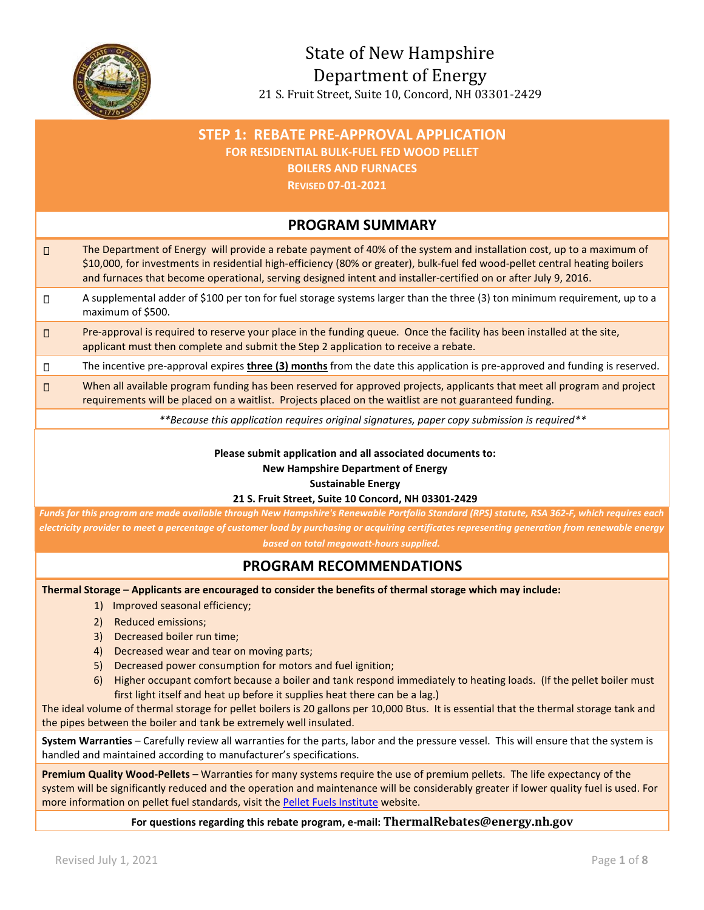# State of New Hampshire
# Department of Energy

21 S. Fruit Street, Suite 10, Concord, NH 03301-2429

## STEP 1: REBATE PRE-APPROVAL APPLICATION

**FOR RESIDENTIAL BULK-FUEL FED WOOD PELLET BOILERS AND FURNACES**

**REVISED 07-01-2021**

## PROGRAM SUMMARY

- The Department of Energy will provide a rebate payment of 40% of the system and installation cost, up to a maximum of $10,000, for investments in residential high-efficiency (80% or greater), bulk-fuel fed wood-pellet central heating boilers and furnaces that become operational, serving designed intent and installer-certified on or after July 9, 2016.
- A supplemental adder of $100 per ton for fuel storage systems larger than the three (3) ton minimum requirement, up to a maximum of $500.
- Pre-approval is required to reserve your place in the funding queue. Once the facility has been installed at the site, applicant must then complete and submit the Step 2 application to receive a rebate.
- The incentive pre-approval expires **three (3) months** from the date this application is pre-approved and funding is reserved.
- When all available program funding has been reserved for approved projects, applicants that meet all program and project requirements will be placed on a waitlist. Projects placed on the waitlist are not guaranteed funding.

*\*\*Because this application requires original signatures, paper copy submission is required\*\**

**Please submit application and all associated documents to:**
**New Hampshire Department of Energy**
**Sustainable Energy**
**21 S. Fruit Street, Suite 10 Concord, NH 03301-2429**

***Funds for this program are made available through New Hampshire's Renewable Portfolio Standard (RPS) statute, RSA 362-F, which requires each electricity provider to meet a percentage of customer load by purchasing or acquiring certificates representing generation from renewable energy based on total megawatt-hours supplied.***

## PROGRAM RECOMMENDATIONS

**Thermal Storage – Applicants are encouraged to consider the benefits of thermal storage which may include:**

1) Improved seasonal efficiency;
2) Reduced emissions;
3) Decreased boiler run time;
4) Decreased wear and tear on moving parts;
5) Decreased power consumption for motors and fuel ignition;
6) Higher occupant comfort because a boiler and tank respond immediately to heating loads. (If the pellet boiler must first light itself and heat up before it supplies heat there can be a lag.)

The ideal volume of thermal storage for pellet boilers is 20 gallons per 10,000 Btus. It is essential that the thermal storage tank and the pipes between the boiler and tank be extremely well insulated.

**System Warranties** – Carefully review all warranties for the parts, labor and the pressure vessel. This will ensure that the system is handled and maintained according to manufacturer's specifications.

**Premium Quality Wood-Pellets** – Warranties for many systems require the use of premium pellets. The life expectancy of the system will be significantly reduced and the operation and maintenance will be considerably greater if lower quality fuel is used. For more information on pellet fuel standards, visit the Pellet Fuels Institute website.

**For questions regarding this rebate program, e-mail: ThermalRebates@energy.nh.gov**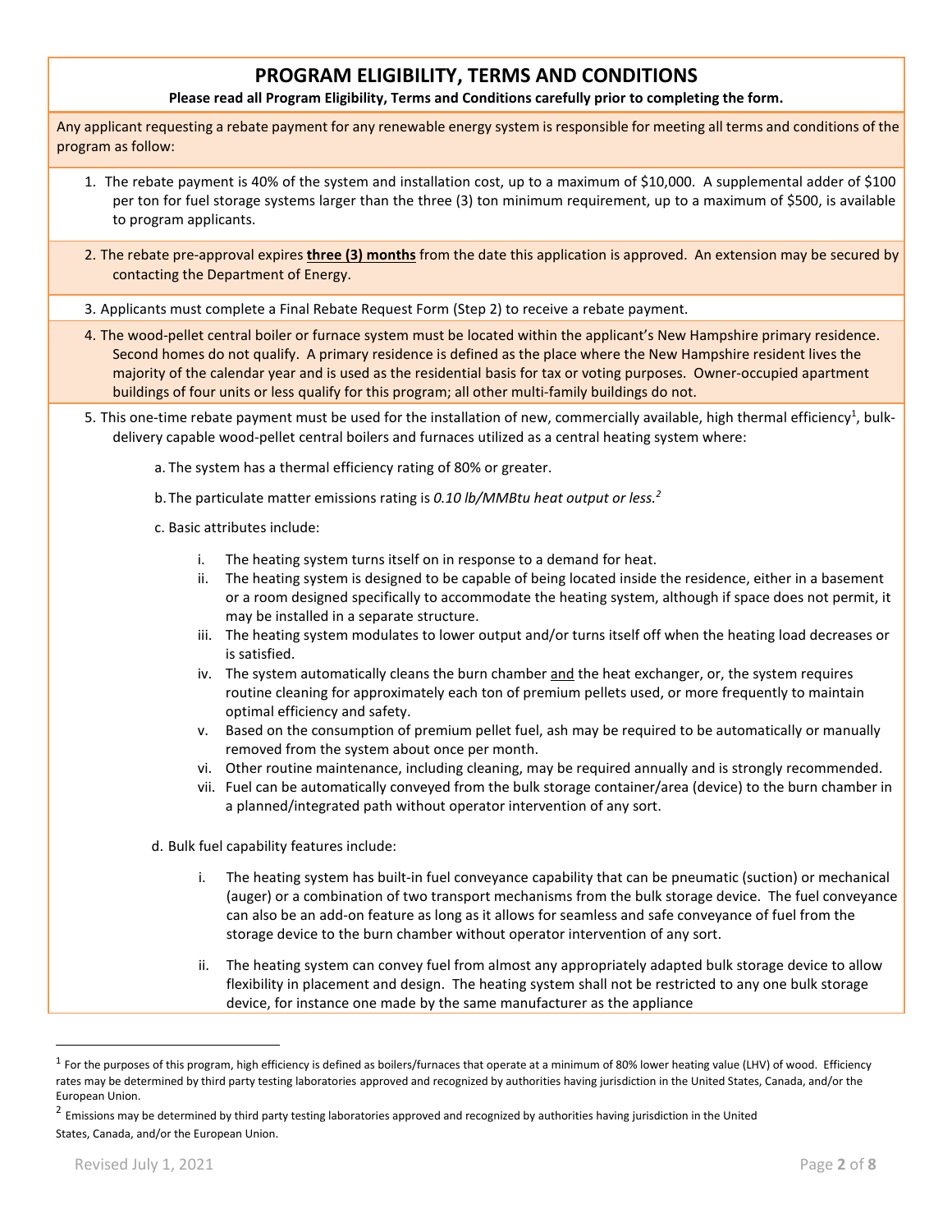## PROGRAM ELIGIBILITY, TERMS AND CONDITIONS

**Please read all Program Eligibility, Terms and Conditions carefully prior to completing the form.**

Any applicant requesting a rebate payment for any renewable energy system is responsible for meeting all terms and conditions of the program as follow:

1. The rebate payment is 40% of the system and installation cost, up to a maximum of $10,000. A supplemental adder of $100 per ton for fuel storage systems larger than the three (3) ton minimum requirement, up to a maximum of $500, is available to program applicants.
2. The rebate pre-approval expires **<u>three (3) months</u>** from the date this application is approved. An extension may be secured by contacting the Department of Energy.
3. Applicants must complete a Final Rebate Request Form (Step 2) to receive a rebate payment.
4. The wood-pellet central boiler or furnace system must be located within the applicant's New Hampshire primary residence. Second homes do not qualify. A primary residence is defined as the place where the New Hampshire resident lives the majority of the calendar year and is used as the residential basis for tax or voting purposes. Owner-occupied apartment buildings of four units or less qualify for this program; all other multi-family buildings do not.
5. This one-time rebate payment must be used for the installation of new, commercially available, high thermal efficiency[1], bulk-delivery capable wood-pellet central boilers and furnaces utilized as a central heating system where:

   a. The system has a thermal efficiency rating of 80% or greater.

   b. The particulate matter emissions rating is *0.10 lb/MMBtu heat output or less.[2]*

   c. Basic attributes include:

      i. The heating system turns itself on in response to a demand for heat.
      ii. The heating system is designed to be capable of being located inside the residence, either in a basement or a room designed specifically to accommodate the heating system, although if space does not permit, it may be installed in a separate structure.
      iii. The heating system modulates to lower output and/or turns itself off when the heating load decreases or is satisfied.
      iv. The system automatically cleans the burn chamber <u>and</u> the heat exchanger, or, the system requires routine cleaning for approximately each ton of premium pellets used, or more frequently to maintain optimal efficiency and safety.
      v. Based on the consumption of premium pellet fuel, ash may be required to be automatically or manually removed from the system about once per month.
      vi. Other routine maintenance, including cleaning, may be required annually and is strongly recommended.
      vii. Fuel can be automatically conveyed from the bulk storage container/area (device) to the burn chamber in a planned/integrated path without operator intervention of any sort.

   d. Bulk fuel capability features include:

      i. The heating system has built-in fuel conveyance capability that can be pneumatic (suction) or mechanical (auger) or a combination of two transport mechanisms from the bulk storage device. The fuel conveyance can also be an add-on feature as long as it allows for seamless and safe conveyance of fuel from the storage device to the burn chamber without operator intervention of any sort.

      ii. The heating system can convey fuel from almost any appropriately adapted bulk storage device to allow flexibility in placement and design. The heating system shall not be restricted to any one bulk storage device, for instance one made by the same manufacturer as the appliance

---

[1] For the purposes of this program, high efficiency is defined as boilers/furnaces that operate at a minimum of 80% lower heating value (LHV) of wood. Efficiency rates may be determined by third party testing laboratories approved and recognized by authorities having jurisdiction in the United States, Canada, and/or the European Union.

[2] Emissions may be determined by third party testing laboratories approved and recognized by authorities having jurisdiction in the United States, Canada, and/or the European Union.

Revised July 1, 2021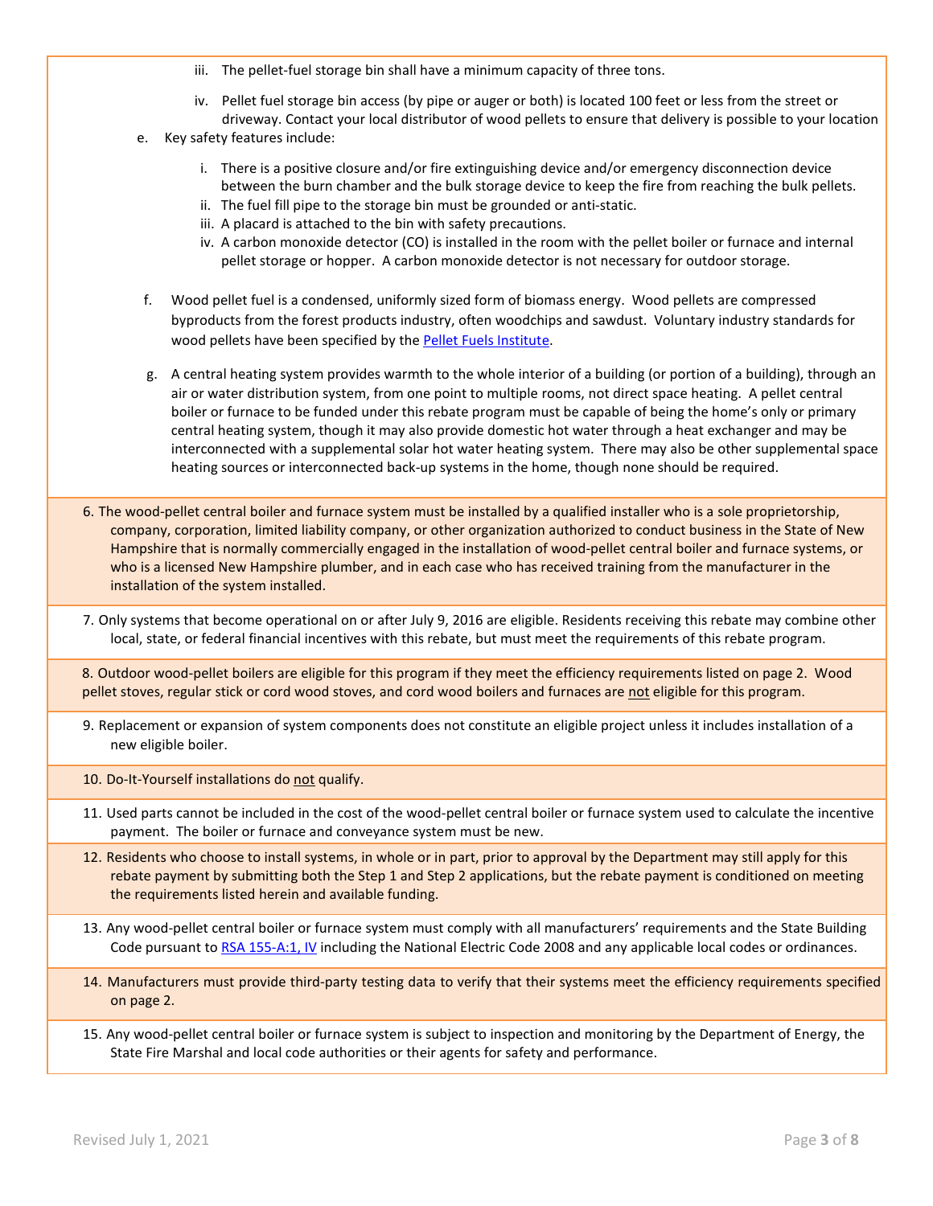iii. The pellet-fuel storage bin shall have a minimum capacity of three tons.

   iv. Pellet fuel storage bin access (by pipe or auger or both) is located 100 feet or less from the street or driveway. Contact your local distributor of wood pellets to ensure that delivery is possible to your location

e. Key safety features include:

   i. There is a positive closure and/or fire extinguishing device and/or emergency disconnection device between the burn chamber and the bulk storage device to keep the fire from reaching the bulk pellets.
   ii. The fuel fill pipe to the storage bin must be grounded or anti-static.
   iii. A placard is attached to the bin with safety precautions.
   iv. A carbon monoxide detector (CO) is installed in the room with the pellet boiler or furnace and internal pellet storage or hopper. A carbon monoxide detector is not necessary for outdoor storage.

f. Wood pellet fuel is a condensed, uniformly sized form of biomass energy. Wood pellets are compressed byproducts from the forest products industry, often woodchips and sawdust. Voluntary industry standards for wood pellets have been specified by the Pellet Fuels Institute.

g. A central heating system provides warmth to the whole interior of a building (or portion of a building), through an air or water distribution system, from one point to multiple rooms, not direct space heating. A pellet central boiler or furnace to be funded under this rebate program must be capable of being the home's only or primary central heating system, though it may also provide domestic hot water through a heat exchanger and may be interconnected with a supplemental solar hot water heating system. There may also be other supplemental space heating sources or interconnected back-up systems in the home, though none should be required.

6. The wood-pellet central boiler and furnace system must be installed by a qualified installer who is a sole proprietorship, company, corporation, limited liability company, or other organization authorized to conduct business in the State of New Hampshire that is normally commercially engaged in the installation of wood-pellet central boiler and furnace systems, or who is a licensed New Hampshire plumber, and in each case who has received training from the manufacturer in the installation of the system installed.

7. Only systems that become operational on or after July 9, 2016 are eligible. Residents receiving this rebate may combine other local, state, or federal financial incentives with this rebate, but must meet the requirements of this rebate program.

8. Outdoor wood-pellet boilers are eligible for this program if they meet the efficiency requirements listed on page 2. Wood pellet stoves, regular stick or cord wood stoves, and cord wood boilers and furnaces are not eligible for this program.

9. Replacement or expansion of system components does not constitute an eligible project unless it includes installation of a new eligible boiler.

10. Do-It-Yourself installations do not qualify.

11. Used parts cannot be included in the cost of the wood-pellet central boiler or furnace system used to calculate the incentive payment. The boiler or furnace and conveyance system must be new.

12. Residents who choose to install systems, in whole or in part, prior to approval by the Department may still apply for this rebate payment by submitting both the Step 1 and Step 2 applications, but the rebate payment is conditioned on meeting the requirements listed herein and available funding.

13. Any wood-pellet central boiler or furnace system must comply with all manufacturers' requirements and the State Building Code pursuant to RSA 155-A:1, IV including the National Electric Code 2008 and any applicable local codes or ordinances.

14. Manufacturers must provide third-party testing data to verify that their systems meet the efficiency requirements specified on page 2.

15. Any wood-pellet central boiler or furnace system is subject to inspection and monitoring by the Department of Energy, the State Fire Marshal and local code authorities or their agents for safety and performance.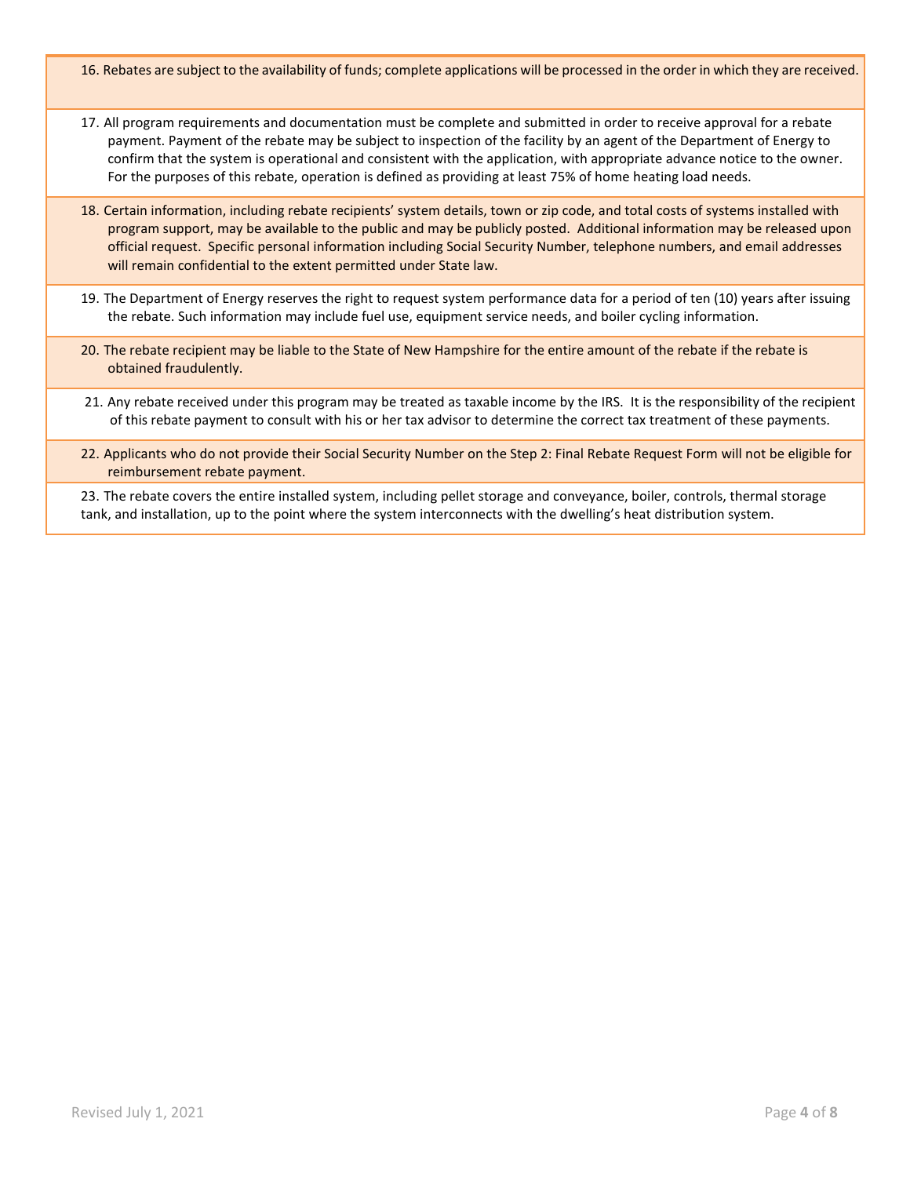16. Rebates are subject to the availability of funds; complete applications will be processed in the order in which they are received.

17. All program requirements and documentation must be complete and submitted in order to receive approval for a rebate payment. Payment of the rebate may be subject to inspection of the facility by an agent of the Department of Energy to confirm that the system is operational and consistent with the application, with appropriate advance notice to the owner. For the purposes of this rebate, operation is defined as providing at least 75% of home heating load needs.

18. Certain information, including rebate recipients' system details, town or zip code, and total costs of systems installed with program support, may be available to the public and may be publicly posted. Additional information may be released upon official request. Specific personal information including Social Security Number, telephone numbers, and email addresses will remain confidential to the extent permitted under State law.

19. The Department of Energy reserves the right to request system performance data for a period of ten (10) years after issuing the rebate. Such information may include fuel use, equipment service needs, and boiler cycling information.

20. The rebate recipient may be liable to the State of New Hampshire for the entire amount of the rebate if the rebate is obtained fraudulently.

21. Any rebate received under this program may be treated as taxable income by the IRS. It is the responsibility of the recipient of this rebate payment to consult with his or her tax advisor to determine the correct tax treatment of these payments.

22. Applicants who do not provide their Social Security Number on the Step 2: Final Rebate Request Form will not be eligible for reimbursement rebate payment.

23. The rebate covers the entire installed system, including pellet storage and conveyance, boiler, controls, thermal storage tank, and installation, up to the point where the system interconnects with the dwelling's heat distribution system.

Revised July 1, 2021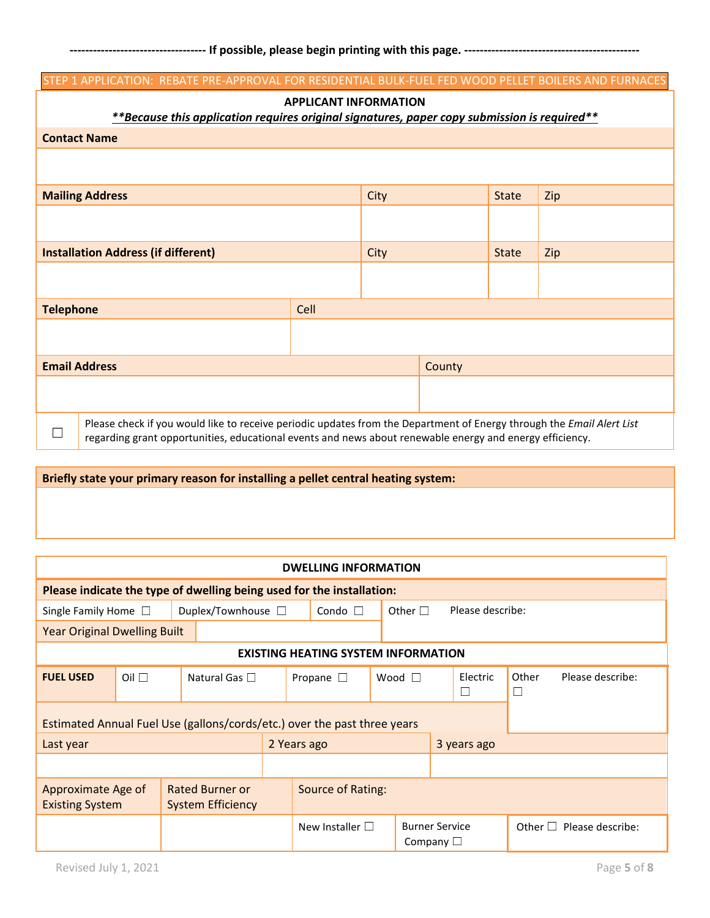---------------------------------- **If possible, please begin printing with this page.** ---------------------------------------------

## STEP 1 APPLICATION: REBATE PRE-APPROVAL FOR RESIDENTIAL BULK-FUEL FED WOOD PELLET BOILERS AND FURNACES

### APPLICANT INFORMATION

***\*\*Because this application requires original signatures, paper copy submission is required\*\****

| **Contact Name** | | | |
|---|---|---|---|
| | | | |
| **Mailing Address** | City | State | Zip |
| | | | |
| **Installation Address (if different)** | City | State | Zip |
| | | | |

| **Telephone** | Cell |
|---|---|
| | |

| **Email Address** | County |
|---|---|
| | |

☐ Please check if you would like to receive periodic updates from the Department of Energy through the *Email Alert List* regarding grant opportunities, educational events and news about renewable energy and energy efficiency.

| **Briefly state your primary reason for installing a pellet central heating system:** |
|---|
| |

### DWELLING INFORMATION

**Please indicate the type of dwelling being used for the installation:**

| Single Family Home ☐ | Duplex/Townhouse ☐ | Condo ☐ | Other ☐ Please describe: |
|---|---|---|---|
| Year Original Dwelling Built | | | |

### EXISTING HEATING SYSTEM INFORMATION

| **FUEL USED** | Oil ☐ | Natural Gas ☐ | Propane ☐ | Wood ☐ | Electric ☐ | Other ☐ Please describe: |
|---|---|---|---|---|---|---|

Estimated Annual Fuel Use (gallons/cords/etc.) over the past three years

| Last year | 2 Years ago | 3 years ago |
|---|---|---|
| | | |

| Approximate Age of Existing System | Rated Burner or System Efficiency | Source of Rating: | | |
|---|---|---|---|---|
| | | New Installer ☐ | Burner Service Company ☐ | Other ☐ Please describe: |

Revised July 1, 2021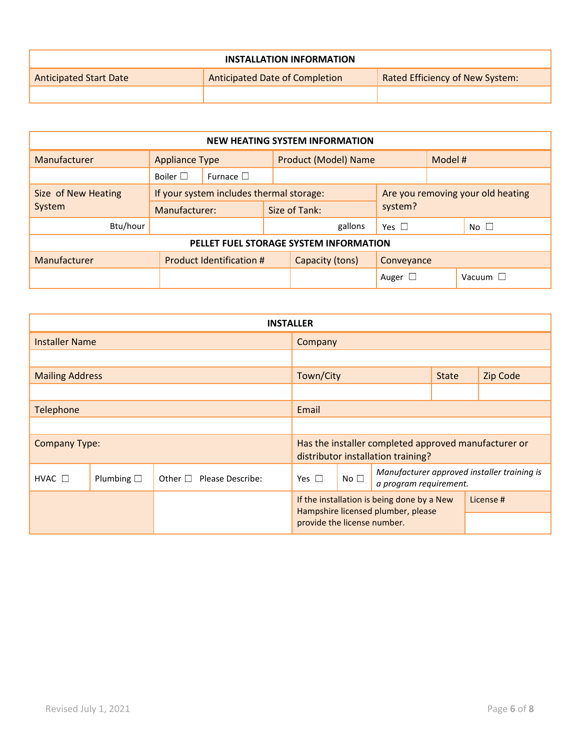| INSTALLATION INFORMATION | | |
|---|---|---|
| Anticipated Start Date | Anticipated Date of Completion | Rated Efficiency of New System: |
| | | |

| NEW HEATING SYSTEM INFORMATION | | | | | |
|---|---|---|---|---|---|
| Manufacturer | Appliance Type | | Product (Model) Name | | Model # |
| | Boiler ☐ | Furnace ☐ | | | |
| Size of New Heating System | If your system includes thermal storage: | | | Are you removing your old heating system? | |
| | Manufacturer: | Size of Tank: | | | |
| Btu/hour | | gallons | | Yes ☐ | No ☐ |

| PELLET FUEL STORAGE SYSTEM INFORMATION | | | | |
|---|---|---|---|---|
| Manufacturer | Product Identification # | Capacity (tons) | Conveyance | |
| | | | Auger ☐ | Vacuum ☐ |

| INSTALLER | | | | | | |
|---|---|---|---|---|---|---|
| Installer Name | | | Company | | | |
| | | | | | | |
| Mailing Address | | | Town/City | | State | Zip Code |
| | | | | | | |
| Telephone | | | Email | | | |
| | | | | | | |
| Company Type: | | | Has the installer completed approved manufacturer or distributor installation training? | | | |
| HVAC ☐ | Plumbing ☐ | Other ☐ Please Describe: | Yes ☐ | No ☐ | *Manufacturer approved installer training is a program requirement.* | |
| | | | If the installation is being done by a New Hampshire licensed plumber, please provide the license number. | | License # | |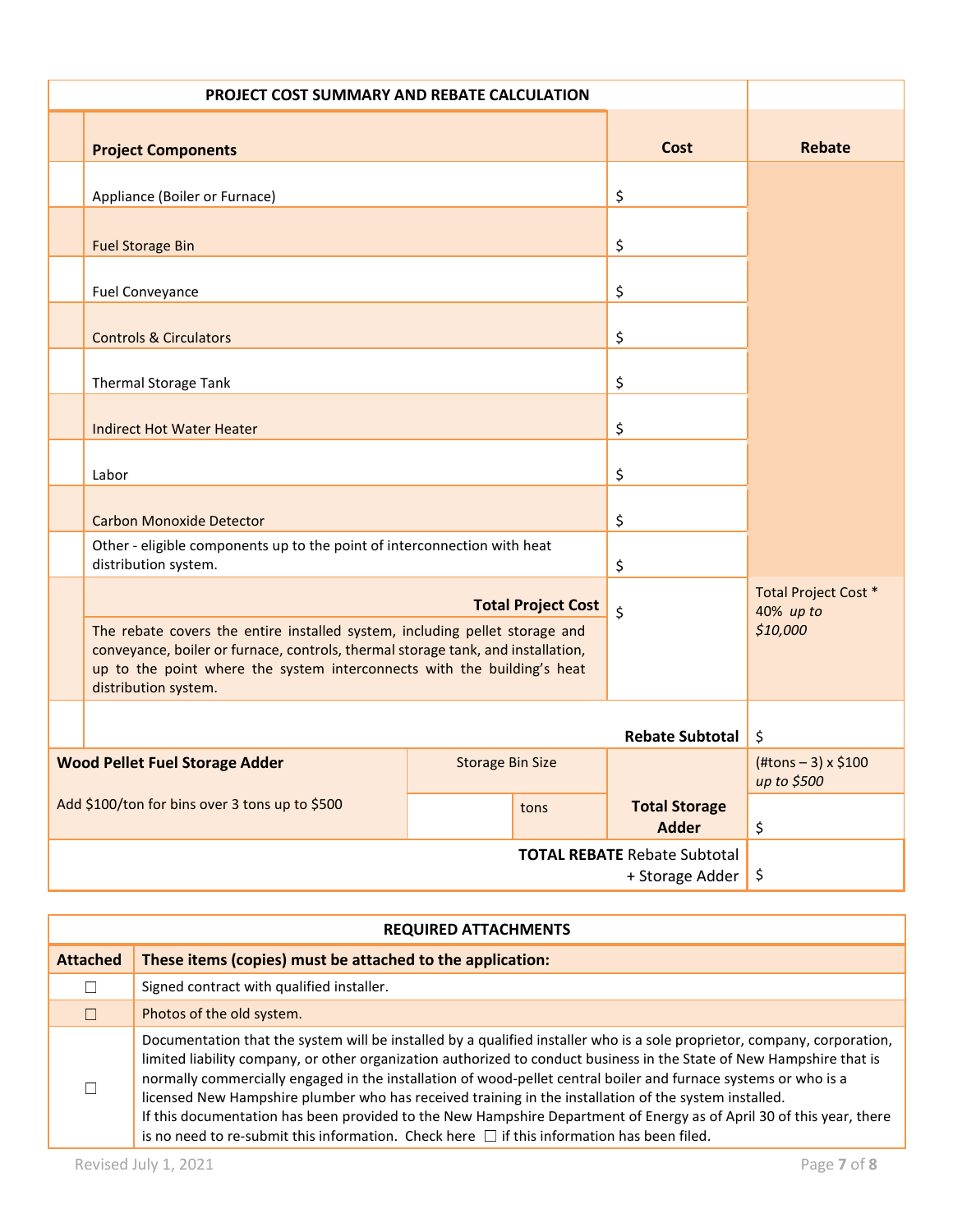| PROJECT COST SUMMARY AND REBATE CALCULATION | | | | |
|---|---|---|---|---|
| **Project Components** | | | **Cost** | **Rebate** |
| Appliance (Boiler or Furnace) | | | $ | |
| Fuel Storage Bin | | | $ | |
| Fuel Conveyance | | | $ | |
| Controls & Circulators | | | $ | |
| Thermal Storage Tank | | | $ | |
| Indirect Hot Water Heater | | | $ | |
| Labor | | | $ | |
| Carbon Monoxide Detector | | | $ | |
| Other - eligible components up to the point of interconnection with heat distribution system. | | | $ | |
| **Total Project Cost** The rebate covers the entire installed system, including pellet storage and conveyance, boiler or furnace, controls, thermal storage tank, and installation, up to the point where the system interconnects with the building's heat distribution system. | | | $ | Total Project Cost * 40% *up to $10,000* |
| | | | **Rebate Subtotal** | $ |
| **Wood Pellet Fuel Storage Adder** | Storage Bin Size | | | (#tons – 3) x $100 *up to $500* |
| Add $100/ton for bins over 3 tons up to $500 | | tons | **Total Storage Adder** | $ |
| | | | **TOTAL REBATE** Rebate Subtotal + Storage Adder | $ |

| REQUIRED ATTACHMENTS | |
|---|---|
| **Attached** | **These items (copies) must be attached to the application:** |
| ☐ | Signed contract with qualified installer. |
| ☐ | Photos of the old system. |
| ☐ | Documentation that the system will be installed by a qualified installer who is a sole proprietor, company, corporation, limited liability company, or other organization authorized to conduct business in the State of New Hampshire that is normally commercially engaged in the installation of wood-pellet central boiler and furnace systems or who is a licensed New Hampshire plumber who has received training in the installation of the system installed. If this documentation has been provided to the New Hampshire Department of Energy as of April 30 of this year, there is no need to re-submit this information. Check here ☐ if this information has been filed. |

Revised July 1, 2021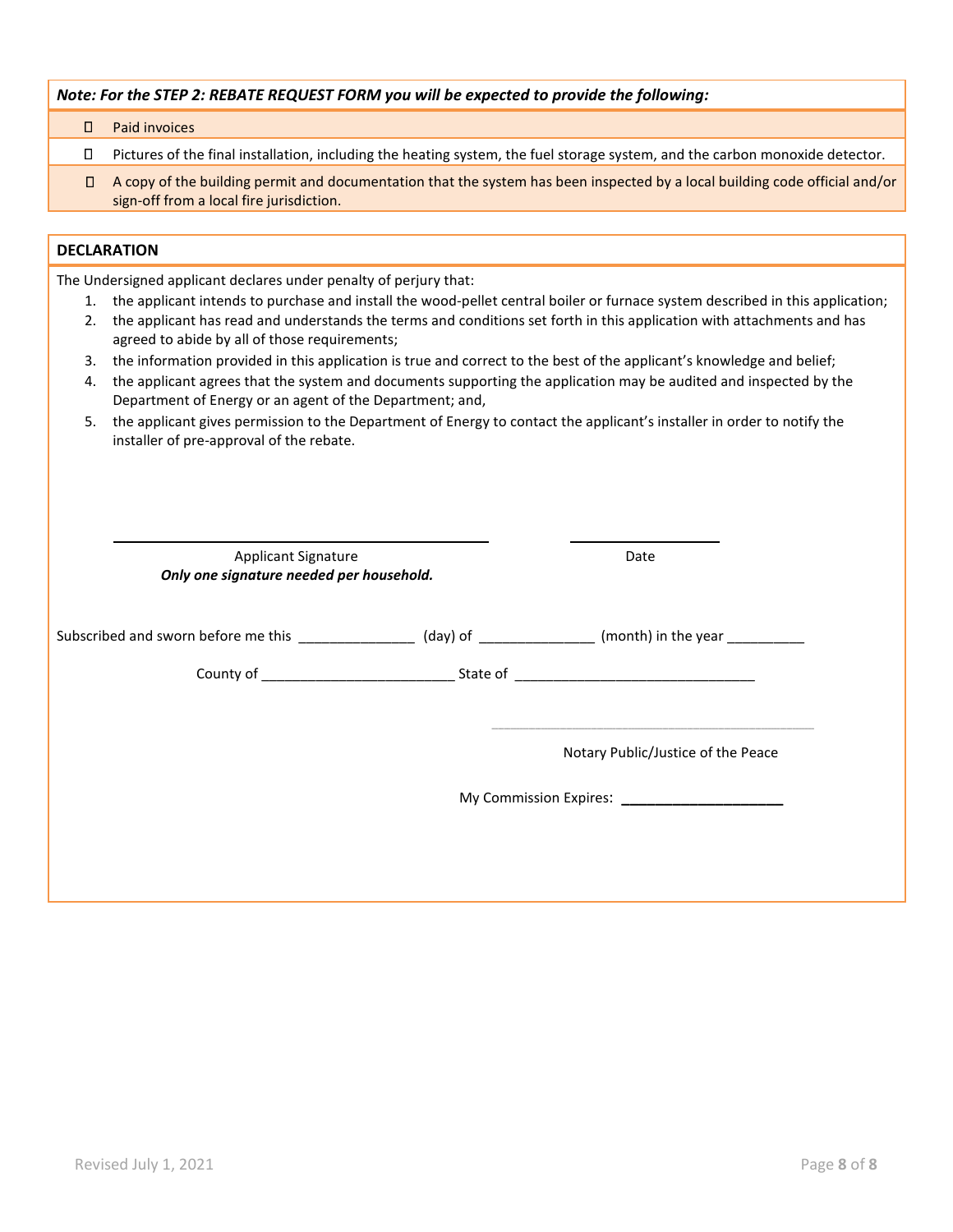*Note: For the STEP 2: REBATE REQUEST FORM you will be expected to provide the following:*

- ☐ Paid invoices
- ☐ Pictures of the final installation, including the heating system, the fuel storage system, and the carbon monoxide detector.
- ☐ A copy of the building permit and documentation that the system has been inspected by a local building code official and/or sign-off from a local fire jurisdiction.

## DECLARATION

The Undersigned applicant declares under penalty of perjury that:

1. the applicant intends to purchase and install the wood-pellet central boiler or furnace system described in this application;
2. the applicant has read and understands the terms and conditions set forth in this application with attachments and has agreed to abide by all of those requirements;
3. the information provided in this application is true and correct to the best of the applicant's knowledge and belief;
4. the applicant agrees that the system and documents supporting the application may be audited and inspected by the Department of Energy or an agent of the Department; and,
5. the applicant gives permission to the Department of Energy to contact the applicant's installer in order to notify the installer of pre-approval of the rebate.

______________________________ ______________

Applicant Signature Date

***Only one signature needed per household.***

Subscribed and sworn before me this _______________ (day) of _______________ (month) in the year __________

County of _________________________ State of _______________________________

______________________________

Notary Public/Justice of the Peace

My Commission Expires: ____________________